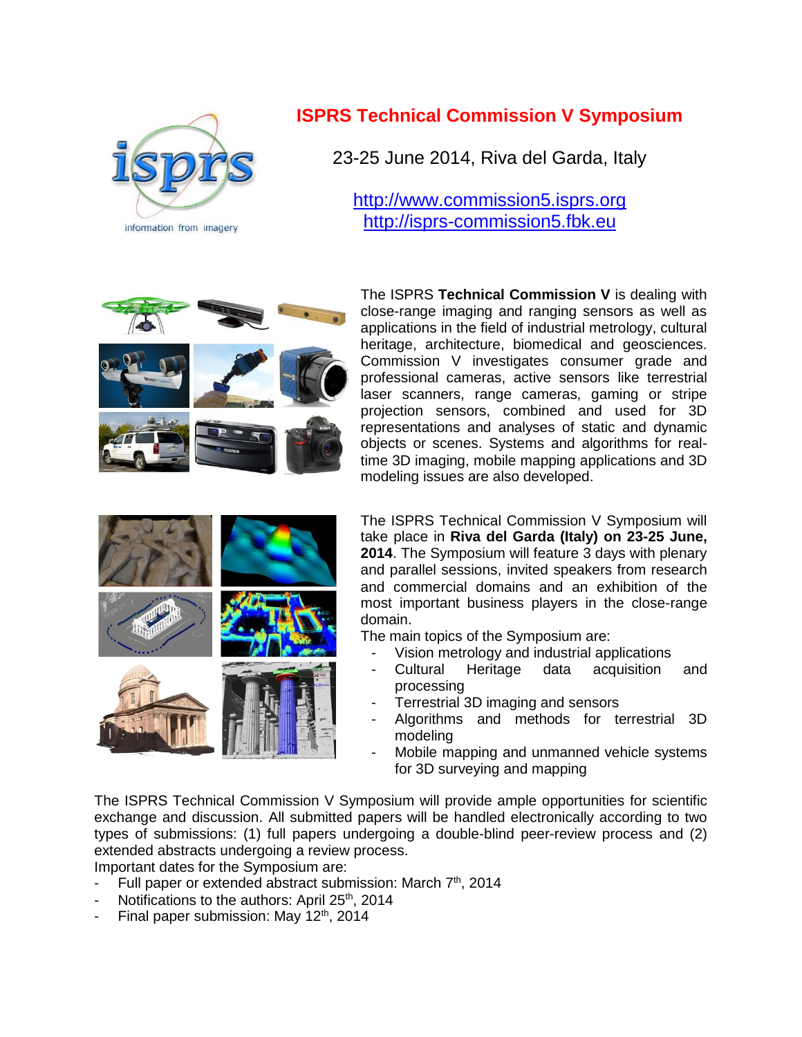# ISPRS Technical Commission V Symposium

23-25 June 2014, Riva del Garda, Italy

http://www.commission5.isprs.org
http://isprs-commission5.fbk.eu

The ISPRS **Technical Commission V** is dealing with close-range imaging and ranging sensors as well as applications in the field of industrial metrology, cultural heritage, architecture, biomedical and geosciences. Commission V investigates consumer grade and professional cameras, active sensors like terrestrial laser scanners, range cameras, gaming or stripe projection sensors, combined and used for 3D representations and analyses of static and dynamic objects or scenes. Systems and algorithms for real-time 3D imaging, mobile mapping applications and 3D modeling issues are also developed.

The ISPRS Technical Commission V Symposium will take place in **Riva del Garda (Italy) on 23-25 June, 2014**. The Symposium will feature 3 days with plenary and parallel sessions, invited speakers from research and commercial domains and an exhibition of the most important business players in the close-range domain.

The main topics of the Symposium are:

- Vision metrology and industrial applications
- Cultural Heritage data acquisition and processing
- Terrestrial 3D imaging and sensors
- Algorithms and methods for terrestrial 3D modeling
- Mobile mapping and unmanned vehicle systems for 3D surveying and mapping

The ISPRS Technical Commission V Symposium will provide ample opportunities for scientific exchange and discussion. All submitted papers will be handled electronically according to two types of submissions: (1) full papers undergoing a double-blind peer-review process and (2) extended abstracts undergoing a review process.

Important dates for the Symposium are:

- Full paper or extended abstract submission: March 7th, 2014
- Notifications to the authors: April 25th, 2014
- Final paper submission: May 12th, 2014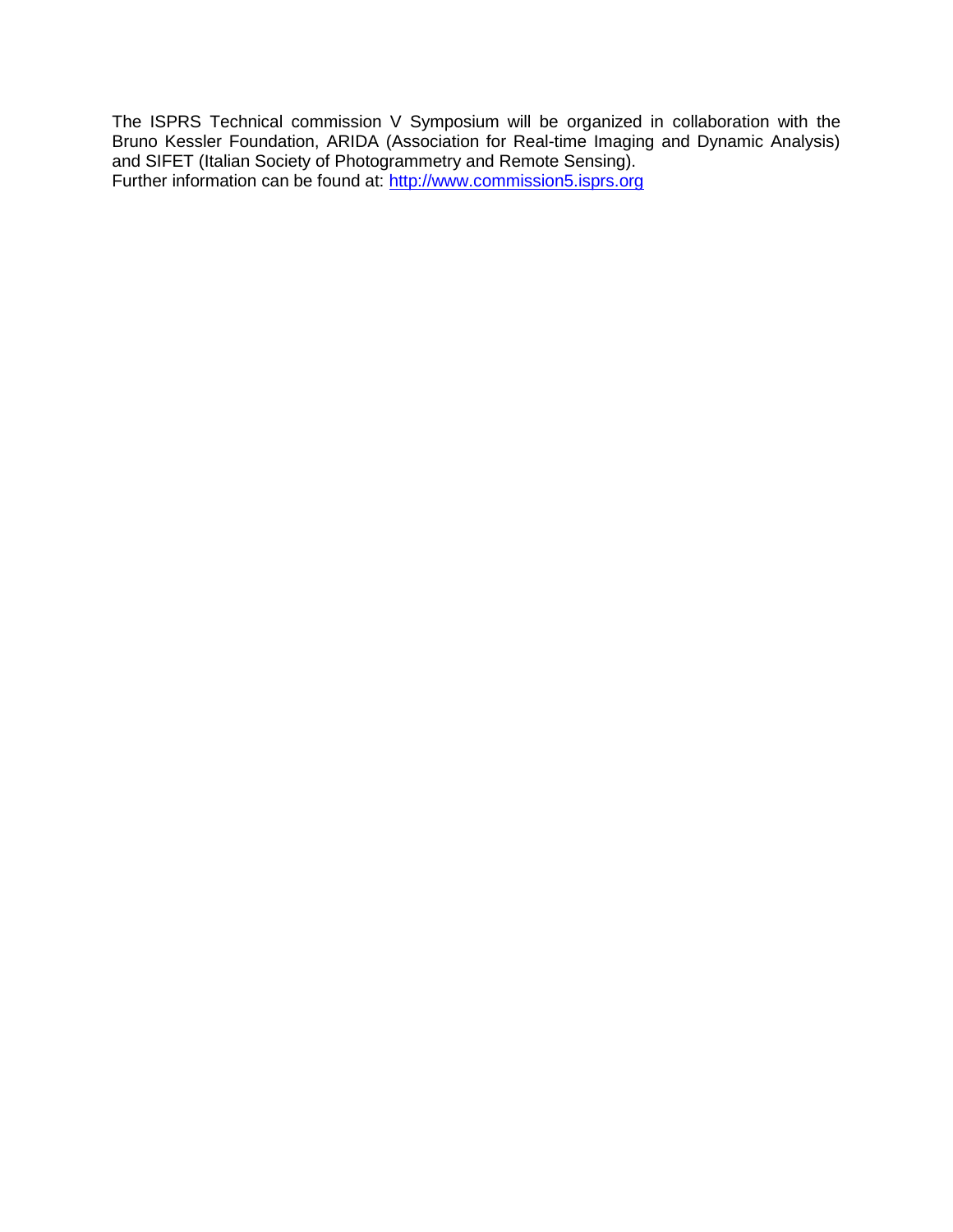The ISPRS Technical commission V Symposium will be organized in collaboration with the Bruno Kessler Foundation, ARIDA (Association for Real-time Imaging and Dynamic Analysis) and SIFET (Italian Society of Photogrammetry and Remote Sensing).
Further information can be found at: [http://www.commission5.isprs.org](http://www.commission5.isprs.org)